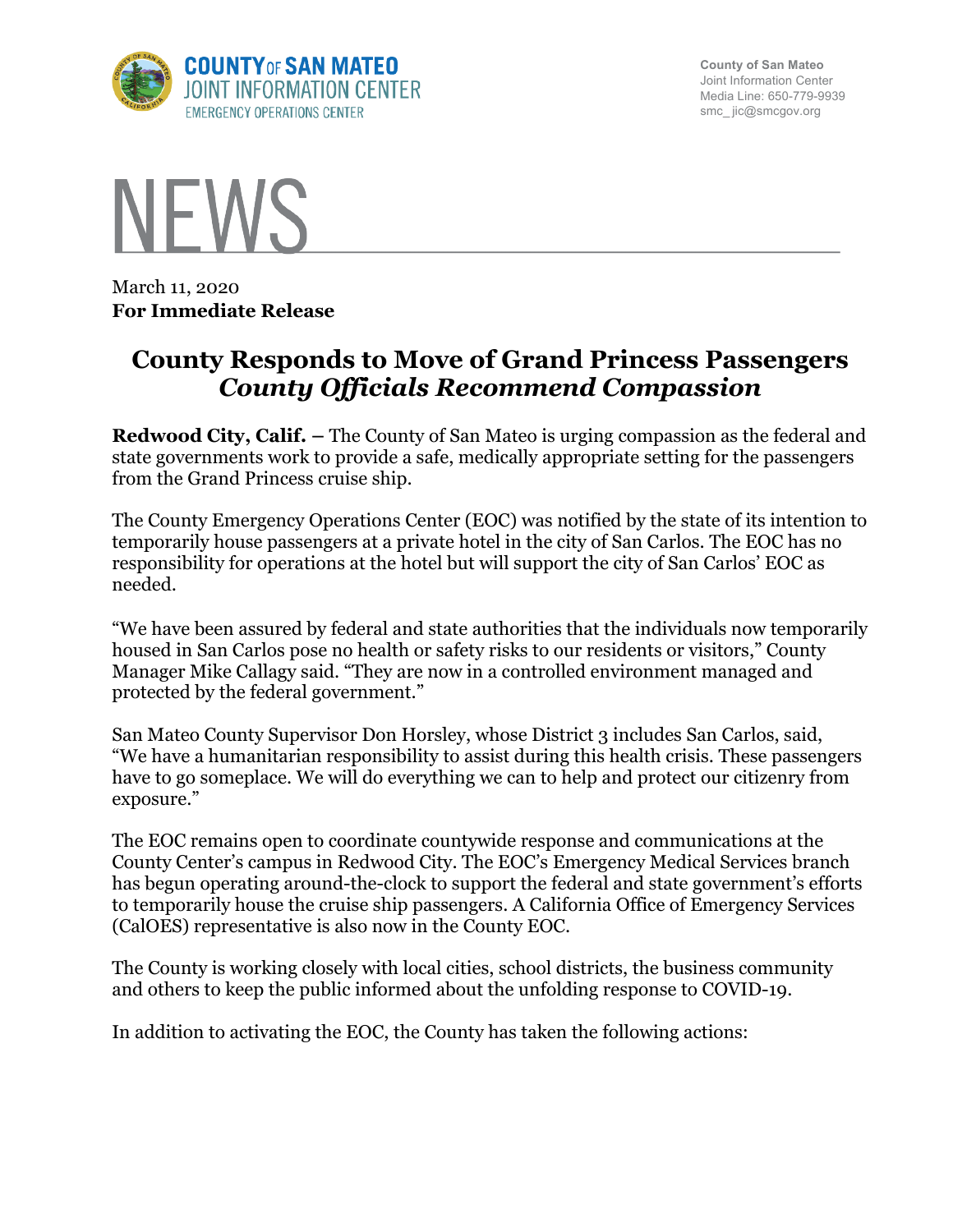COUNTY OF SAN MATEO
JOINT INFORMATION CENTER
EMERGENCY OPERATIONS CENTER

County of San Mateo
Joint Information Center
Media Line: 650-779-9939
smc_jic@smcgov.org

# NEWS

March 11, 2020
**For Immediate Release**

## County Responds to Move of Grand Princess Passengers
### *County Officials Recommend Compassion*

**Redwood City, Calif. –** The County of San Mateo is urging compassion as the federal and state governments work to provide a safe, medically appropriate setting for the passengers from the Grand Princess cruise ship.

The County Emergency Operations Center (EOC) was notified by the state of its intention to temporarily house passengers at a private hotel in the city of San Carlos. The EOC has no responsibility for operations at the hotel but will support the city of San Carlos' EOC as needed.

"We have been assured by federal and state authorities that the individuals now temporarily housed in San Carlos pose no health or safety risks to our residents or visitors," County Manager Mike Callagy said. "They are now in a controlled environment managed and protected by the federal government."

San Mateo County Supervisor Don Horsley, whose District 3 includes San Carlos, said, "We have a humanitarian responsibility to assist during this health crisis. These passengers have to go someplace. We will do everything we can to help and protect our citizenry from exposure."

The EOC remains open to coordinate countywide response and communications at the County Center's campus in Redwood City. The EOC's Emergency Medical Services branch has begun operating around-the-clock to support the federal and state government's efforts to temporarily house the cruise ship passengers. A California Office of Emergency Services (CalOES) representative is also now in the County EOC.

The County is working closely with local cities, school districts, the business community and others to keep the public informed about the unfolding response to COVID-19.

In addition to activating the EOC, the County has taken the following actions: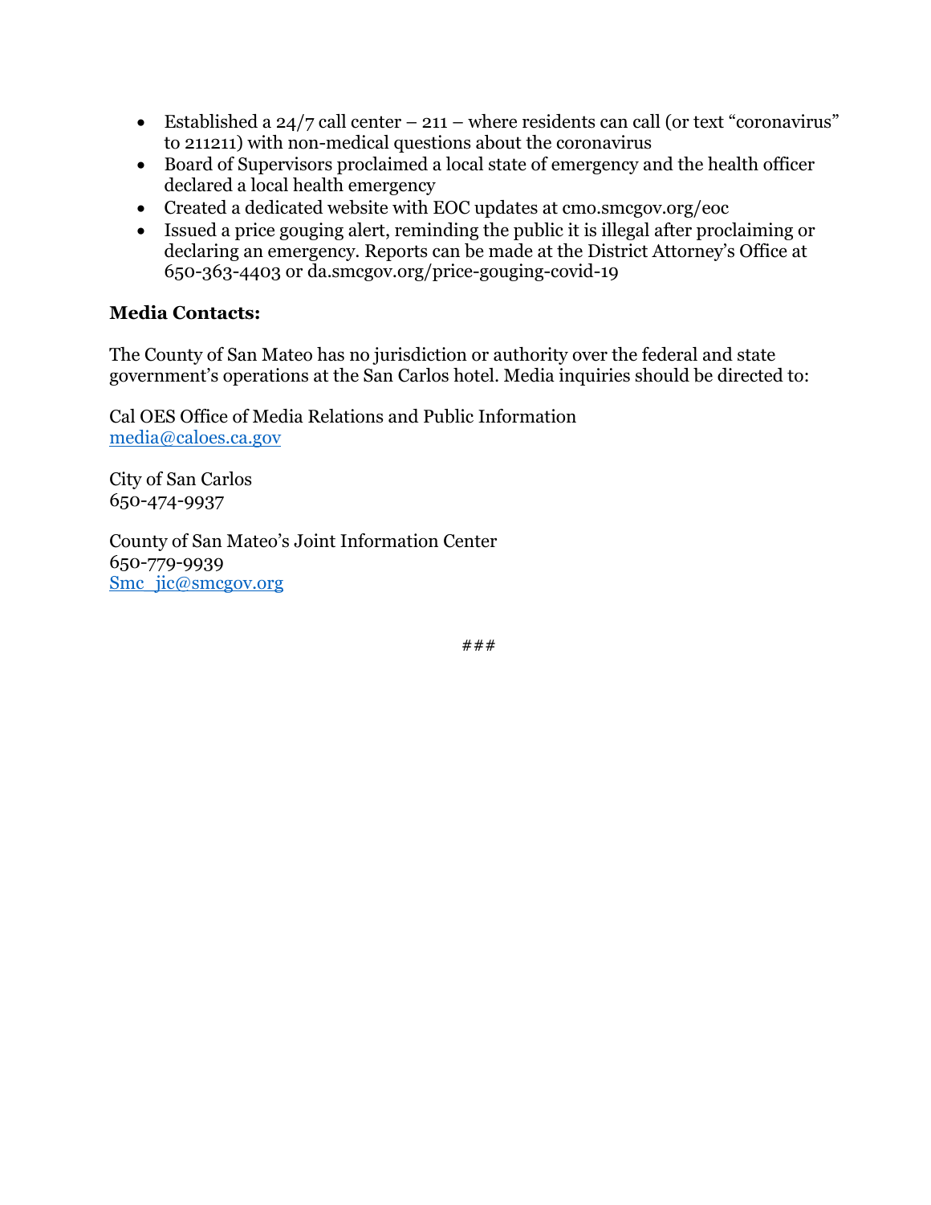- Established a 24/7 call center – 211 – where residents can call (or text "coronavirus" to 211211) with non-medical questions about the coronavirus
- Board of Supervisors proclaimed a local state of emergency and the health officer declared a local health emergency
- Created a dedicated website with EOC updates at cmo.smcgov.org/eoc
- Issued a price gouging alert, reminding the public it is illegal after proclaiming or declaring an emergency. Reports can be made at the District Attorney's Office at 650-363-4403 or da.smcgov.org/price-gouging-covid-19

**Media Contacts:**

The County of San Mateo has no jurisdiction or authority over the federal and state government's operations at the San Carlos hotel. Media inquiries should be directed to:

Cal OES Office of Media Relations and Public Information
media@caloes.ca.gov

City of San Carlos
650-474-9937

County of San Mateo's Joint Information Center
650-779-9939
Smc_jic@smcgov.org

###